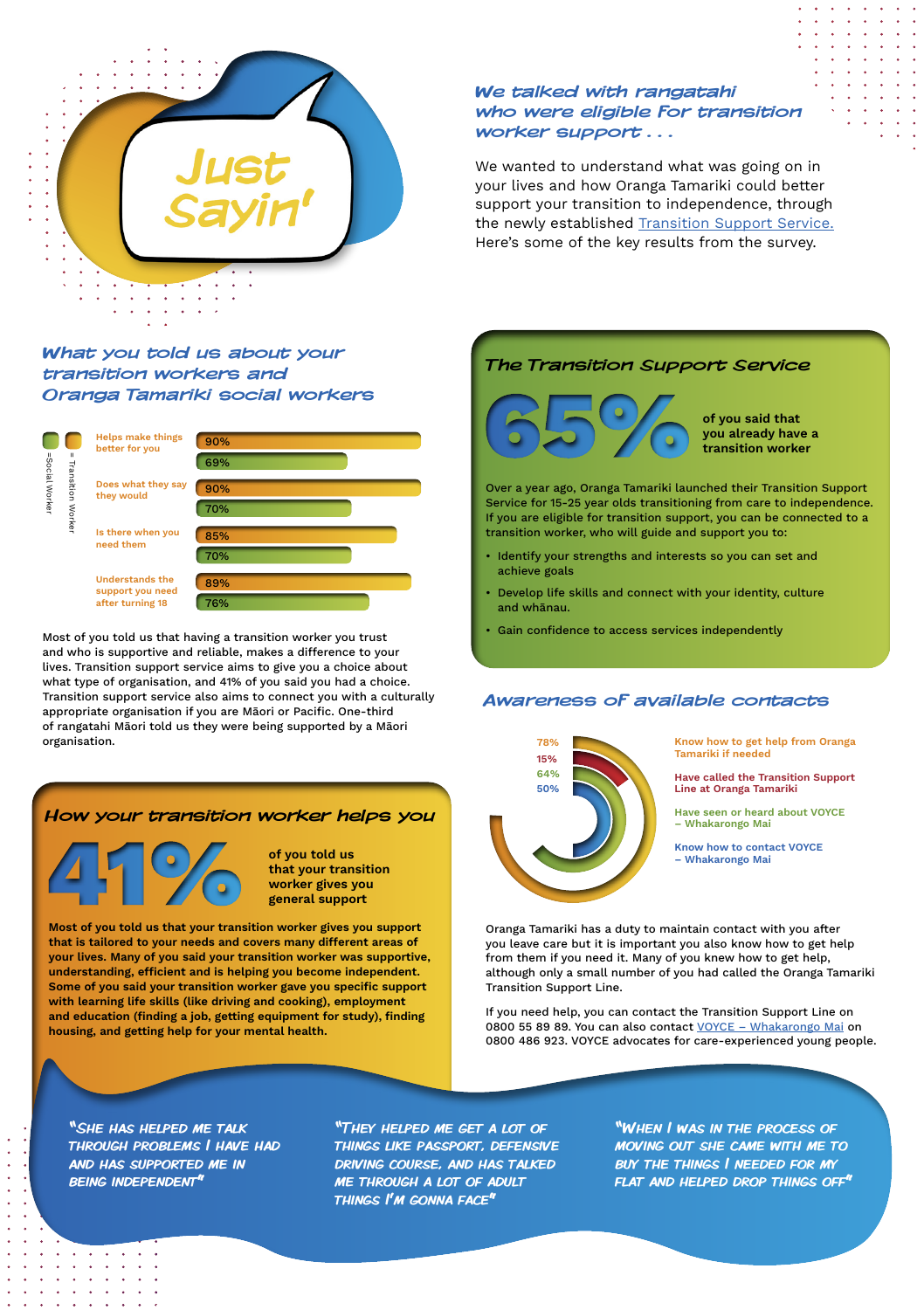# Just Sayin'

## We talked with rangatahi who were eligible for transition worker support . . .

We wanted to understand what was going on in your lives and how Oranga Tamariki could better support your transition to independence, through the newly established Transition Support Service. Here's some of the key results from the survey.

## What you told us about your transition workers and Oranga Tamariki social workers

| | Transition Worker | Social Worker |
|---|---|---|
| Helps make things better for you | 90% | 69% |
| Does what they say they would | 90% | 70% |
| Is there when you need them | 85% | 70% |
| Understands the support you need after turning 18 | 89% | 76% |

Most of you told us that having a transition worker you trust and who is supportive and reliable, makes a difference to your lives. Transition support service aims to give you a choice about what type of organisation, and 41% of you said you had a choice. Transition support service also aims to connect you with a culturally appropriate organisation if you are Māori or Pacific. One-third of rangatahi Māori told us they were being supported by a Māori organisation.

## The Transition Support Service

**65%** of you said that you already have a transition worker

Over a year ago, Oranga Tamariki launched their Transition Support Service for 15-25 year olds transitioning from care to independence. If you are eligible for transition support, you can be connected to a transition worker, who will guide and support you to:

- Identify your strengths and interests so you can set and achieve goals
- Develop life skills and connect with your identity, culture and whānau.
- Gain confidence to access services independently

## How your transition worker helps you

**41%** of you told us that your transition worker gives you general support

**Most of you told us that your transition worker gives you support that is tailored to your needs and covers many different areas of your lives. Many of you said your transition worker was supportive, understanding, efficient and is helping you become independent. Some of you said your transition worker gave you specific support with learning life skills (like driving and cooking), employment and education (finding a job, getting equipment for study), finding housing, and getting help for your mental health.**

## Awareness of available contacts

| % | Contact |
|---|---|
| 78% | Know how to get help from Oranga Tamariki if needed |
| 15% | Have called the Transition Support Line at Oranga Tamariki |
| 64% | Have seen or heard about VOYCE – Whakarongo Mai |
| 50% | Know how to contact VOYCE – Whakarongo Mai |

Oranga Tamariki has a duty to maintain contact with you after you leave care but it is important you also know how to get help from them if you need it. Many of you knew how to get help, although only a small number of you had called the Oranga Tamariki Transition Support Line.

If you need help, you can contact the Transition Support Line on 0800 55 89 89. You can also contact VOYCE – Whakarongo Mai on 0800 486 923. VOYCE advocates for care-experienced young people.

*"She has helped me talk through problems I have had and has supported me in being independent"*

*"They helped me get a lot of things like passport, defensive driving course, and has talked me through a lot of adult things I'm gonna face"*

*"When I was in the process of moving out she came with me to buy the things I needed for my flat and helped drop things off"*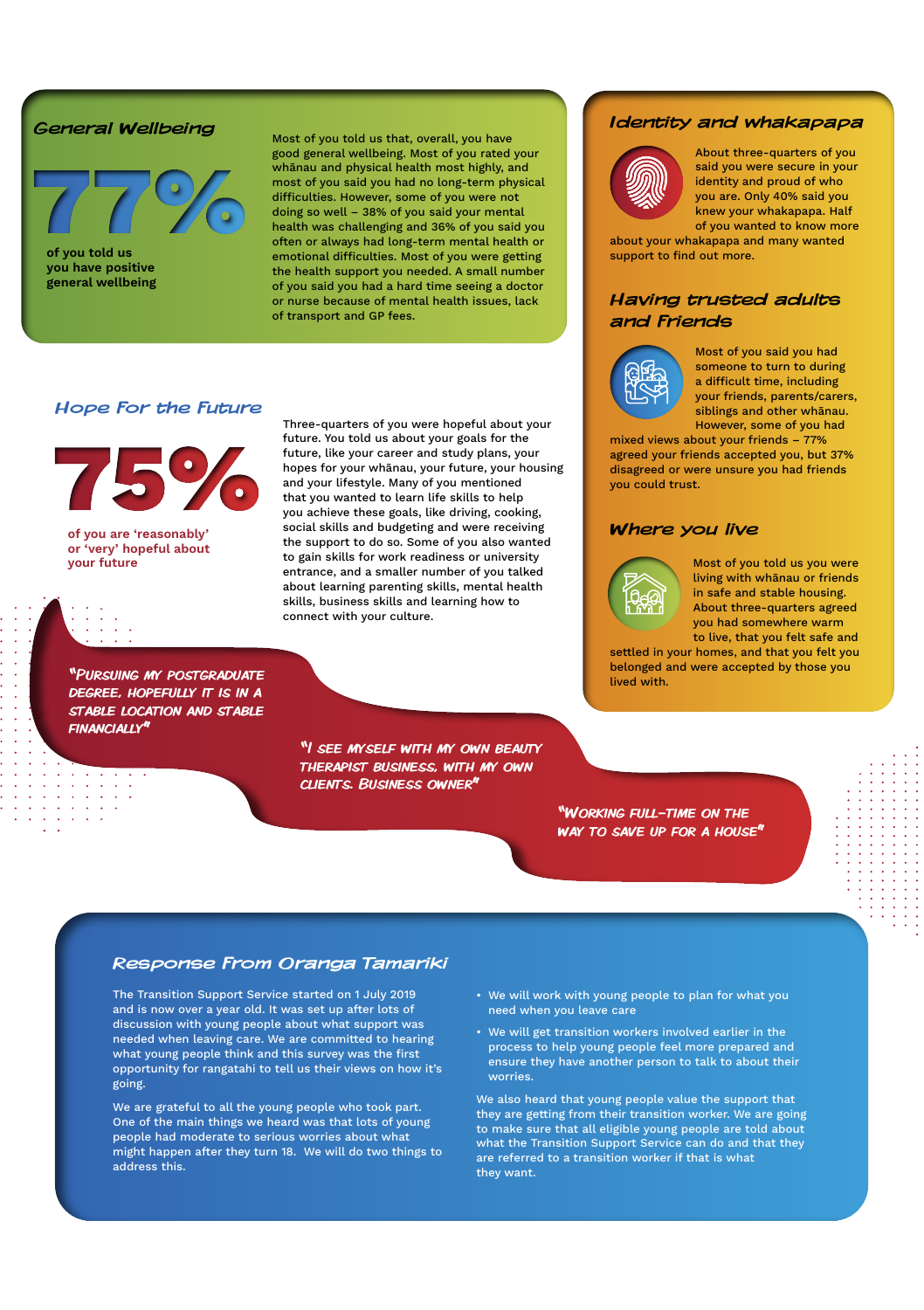## General Wellbeing

**77%**

**of you told us you have positive general wellbeing**

Most of you told us that, overall, you have good general wellbeing. Most of you rated your whānau and physical health most highly, and most of you said you had no long-term physical difficulties. However, some of you were not doing so well – 38% of you said your mental health was challenging and 36% of you said you often or always had long-term mental health or emotional difficulties. Most of you were getting the health support you needed. A small number of you said you had a hard time seeing a doctor or nurse because of mental health issues, lack of transport and GP fees.

## Hope For the Future

**75%**

**of you are 'reasonably' or 'very' hopeful about your future**

Three-quarters of you were hopeful about your future. You told us about your goals for the future, like your career and study plans, your hopes for your whānau, your future, your housing and your lifestyle. Many of you mentioned that you wanted to learn life skills to help you achieve these goals, like driving, cooking, social skills and budgeting and were receiving the support to do so. Some of you also wanted to gain skills for work readiness or university entrance, and a smaller number of you talked about learning parenting skills, mental health skills, business skills and learning how to connect with your culture.

*"Pursuing my postgraduate degree, hopefully it is in a stable location and stable financially"*

*"I see myself with my own beauty therapist business, with my own clients. Business owner"*

*"Working full-time on the way to save up for a house"*

## Identity and whakapapa

About three-quarters of you said you were secure in your identity and proud of who you are. Only 40% said you knew your whakapapa. Half of you wanted to know more about your whakapapa and many wanted support to find out more.

## Having trusted adults and Friends

Most of you said you had someone to turn to during a difficult time, including your friends, parents/carers, siblings and other whānau. However, some of you had mixed views about your friends – 77% agreed your friends accepted you, but 37% disagreed or were unsure you had friends you could trust.

## Where you live

Most of you told us you were living with whānau or friends in safe and stable housing. About three-quarters agreed you had somewhere warm to live, that you felt safe and settled in your homes, and that you felt you belonged and were accepted by those you lived with.

## Response From Oranga Tamariki

The Transition Support Service started on 1 July 2019 and is now over a year old. It was set up after lots of discussion with young people about what support was needed when leaving care. We are committed to hearing what young people think and this survey was the first opportunity for rangatahi to tell us their views on how it's going.

We are grateful to all the young people who took part. One of the main things we heard was that lots of young people had moderate to serious worries about what might happen after they turn 18. We will do two things to address this.

- We will work with young people to plan for what you need when you leave care
- We will get transition workers involved earlier in the process to help young people feel more prepared and ensure they have another person to talk to about their worries.

We also heard that young people value the support that they are getting from their transition worker. We are going to make sure that all eligible young people are told about what the Transition Support Service can do and that they are referred to a transition worker if that is what they want.